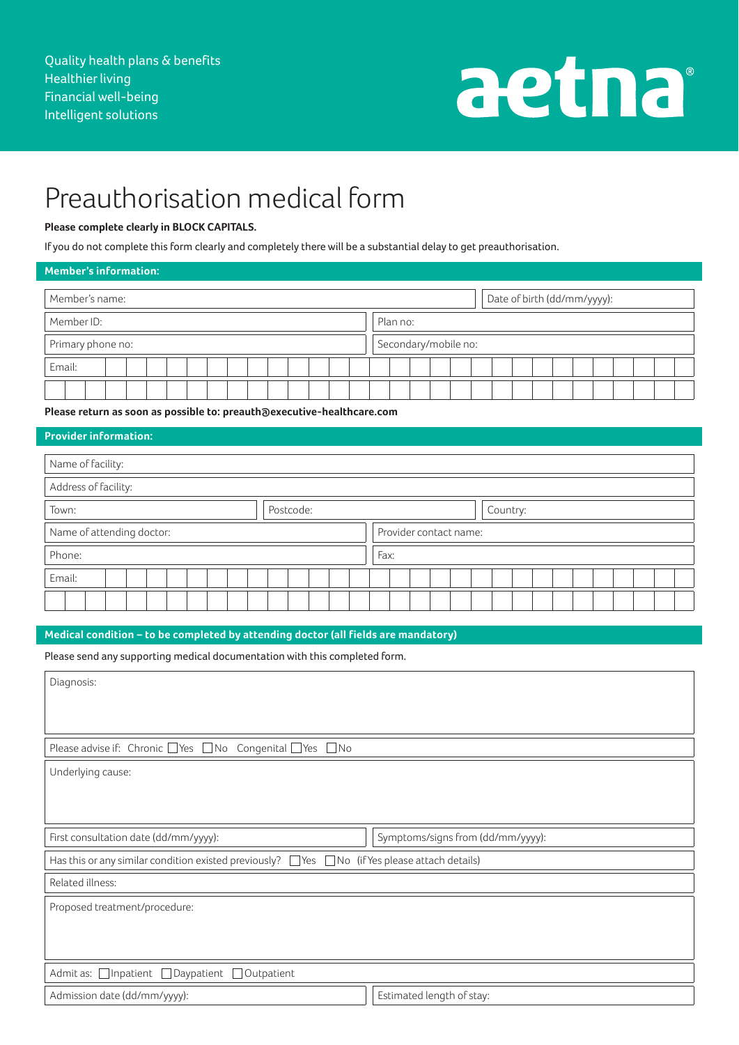Quality health plans & benefits
Healthier living
Financial well-being
Intelligent solutions

aetna®

# Preauthorisation medical form

**Please complete clearly in BLOCK CAPITALS.**

If you do not complete this form clearly and completely there will be a substantial delay to get preauthorisation.

## Member's information:

| Member's name: | Date of birth (dd/mm/yyyy): |
|---|---|
| Member ID: | Plan no: |
| Primary phone no: | Secondary/mobile no: |
| Email: | |

**Please return as soon as possible to: preauth@executive-healthcare.com**

## Provider information:

| Name of facility: | | |
|---|---|---|
| Address of facility: | | |
| Town: | Postcode: | Country: |
| Name of attending doctor: | Provider contact name: | |
| Phone: | Fax: | |
| Email: | | |

## Medical condition – to be completed by attending doctor (all fields are mandatory)

Please send any supporting medical documentation with this completed form.

| Diagnosis: | |
|---|---|
| Please advise if: Chronic ☐ Yes ☐ No Congenital ☐ Yes ☐ No | |
| Underlying cause: | |
| First consultation date (dd/mm/yyyy): | Symptoms/signs from (dd/mm/yyyy): |
| Has this or any similar condition existed previously? ☐ Yes ☐ No (if Yes please attach details) | |
| Related illness: | |
| Proposed treatment/procedure: | |
| Admit as: ☐ Inpatient ☐ Daypatient ☐ Outpatient | |
| Admission date (dd/mm/yyyy): | Estimated length of stay: |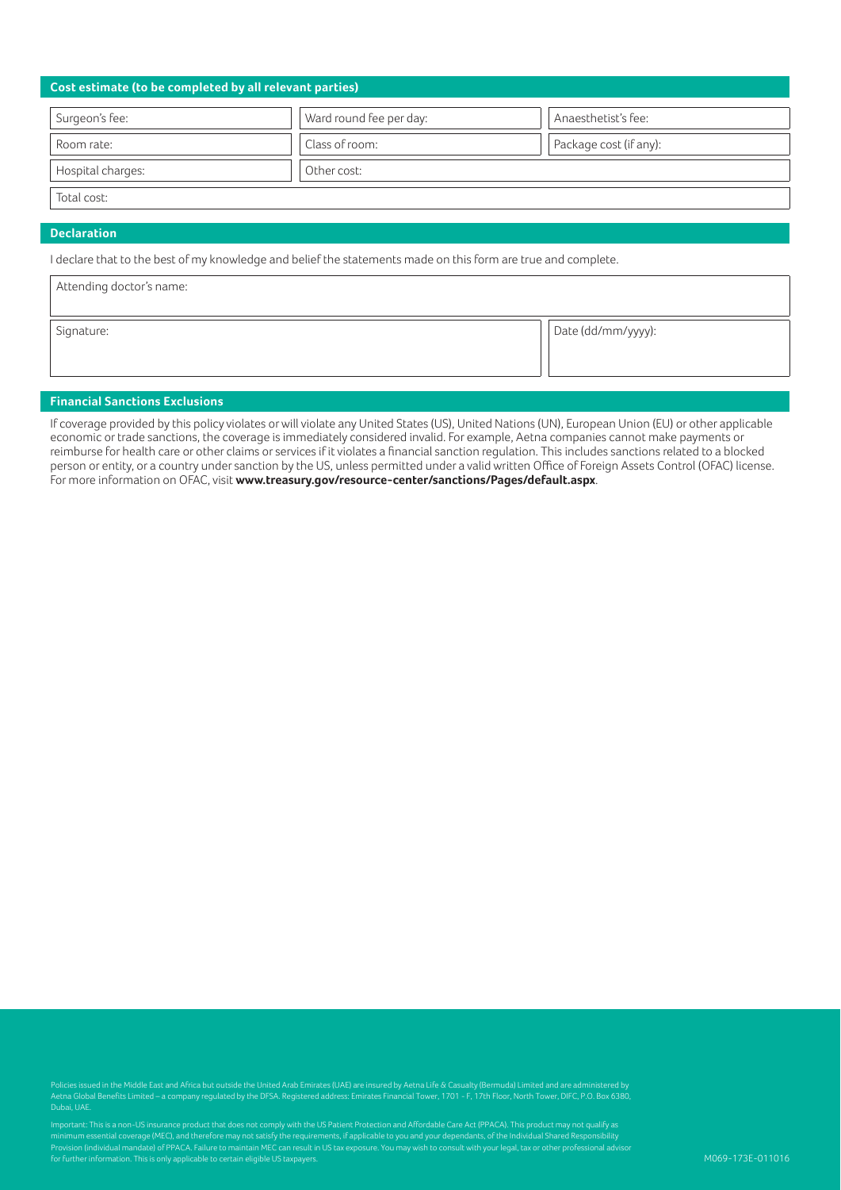## Cost estimate (to be completed by all relevant parties)

| | | |
|---|---|---|
| Surgeon's fee: | Ward round fee per day: | Anaesthetist's fee: |
| Room rate: | Class of room: | Package cost (if any): |
| Hospital charges: | Other cost: | |
| Total cost: | | |

## Declaration

I declare that to the best of my knowledge and belief the statements made on this form are true and complete.

| | |
|---|---|
| Attending doctor's name: | |
| Signature: | Date (dd/mm/yyyy): |

## Financial Sanctions Exclusions

If coverage provided by this policy violates or will violate any United States (US), United Nations (UN), European Union (EU) or other applicable economic or trade sanctions, the coverage is immediately considered invalid. For example, Aetna companies cannot make payments or reimburse for health care or other claims or services if it violates a financial sanction regulation. This includes sanctions related to a blocked person or entity, or a country under sanction by the US, unless permitted under a valid written Office of Foreign Assets Control (OFAC) license. For more information on OFAC, visit **www.treasury.gov/resource-center/sanctions/Pages/default.aspx**.

Policies issued in the Middle East and Africa but outside the United Arab Emirates (UAE) are insured by Aetna Life & Casualty (Bermuda) Limited and are administered by Aetna Global Benefits Limited – a company regulated by the DFSA. Registered address: Emirates Financial Tower, 1701 - F, 17th Floor, North Tower, DIFC, P.O. Box 6380, Dubai, UAE.

Important: This is a non-US insurance product that does not comply with the US Patient Protection and Affordable Care Act (PPACA). This product may not qualify as minimum essential coverage (MEC), and therefore may not satisfy the requirements, if applicable to you and your dependants, of the Individual Shared Responsibility Provision (individual mandate) of PPACA. Failure to maintain MEC can result in US tax exposure. You may wish to consult with your legal, tax or other professional advisor for further information. This is only applicable to certain eligible US taxpayers.

M069-173E-011016